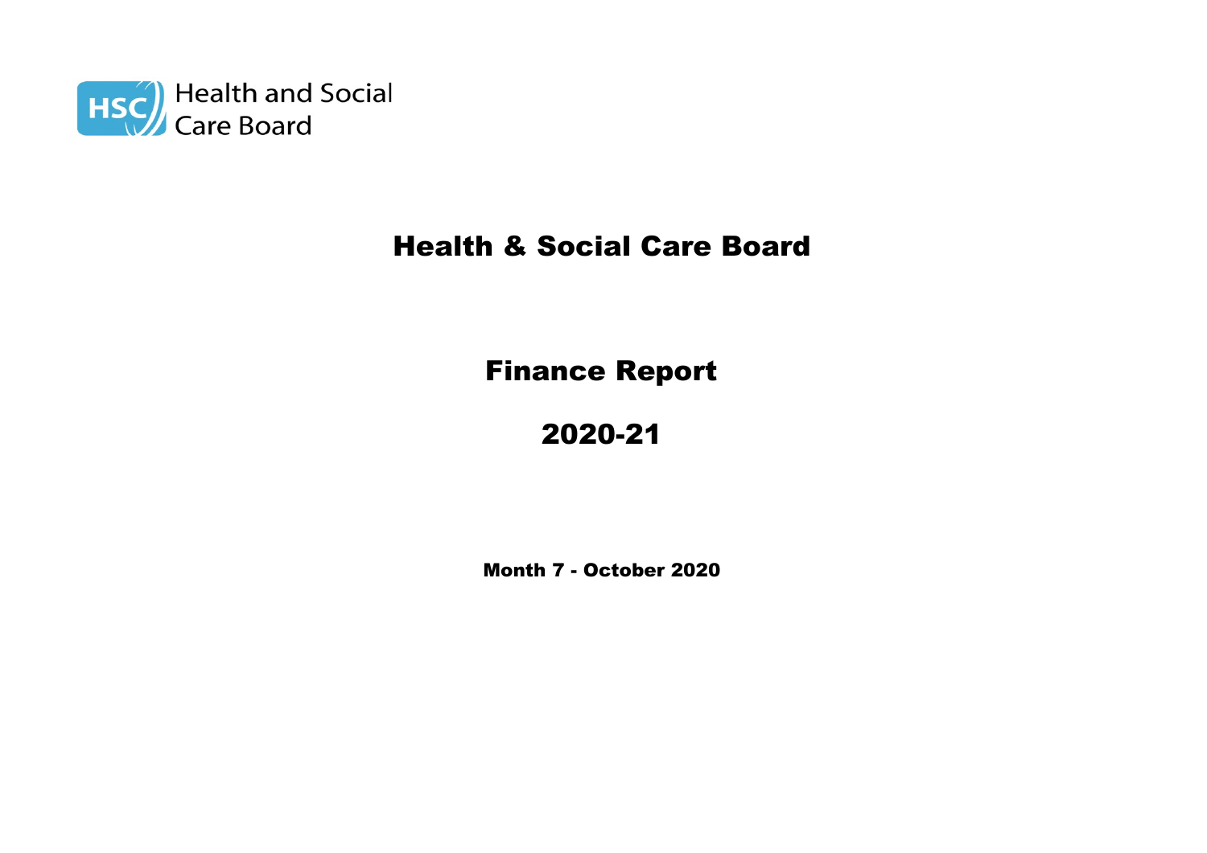Health and Social Care Board

# Health & Social Care Board

## Finance Report

## 2020-21

**Month 7 - October 2020**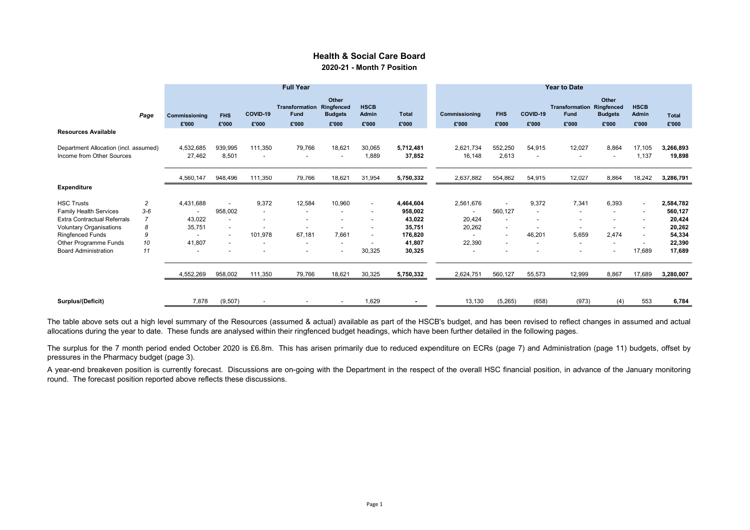# Health & Social Care Board

## 2020-21 - Month 7 Position

| | Page | Full Year | | | | | | | Year to Date | | | | | | |
|---|---|---|---|---|---|---|---|---|---|---|---|---|---|---|---|
| | | Commissioning | FHS | COVID-19 | Transformation Fund | Other Ringfenced Budgets | HSCB Admin | Total | Commissioning | FHS | COVID-19 | Transformation Fund | Other Ringfenced Budgets | HSCB Admin | Total |
| | | £'000 | £'000 | £'000 | £'000 | £'000 | £'000 | £'000 | £'000 | £'000 | £'000 | £'000 | £'000 | £'000 | £'000 |
| **Resources Available** | | | | | | | | | | | | | | | |
| Department Allocation (incl. assumed) | | 4,532,685 | 939,995 | 111,350 | 79,766 | 18,621 | 30,065 | **5,712,481** | 2,621,734 | 552,250 | 54,915 | 12,027 | 8,864 | 17,105 | **3,266,893** |
| Income from Other Sources | | 27,462 | 8,501 | - | - | - | 1,889 | **37,852** | 16,148 | 2,613 | - | - | - | 1,137 | **19,898** |
| | | 4,560,147 | 948,496 | 111,350 | 79,766 | 18,621 | 31,954 | **5,750,332** | 2,637,882 | 554,862 | 54,915 | 12,027 | 8,864 | 18,242 | **3,286,791** |
| **Expenditure** | | | | | | | | | | | | | | | |
| HSC Trusts | 2 | 4,431,688 | - | 9,372 | 12,584 | 10,960 | - | **4,464,604** | 2,561,676 | - | 9,372 | 7,341 | 6,393 | - | **2,584,782** |
| Family Health Services | 3-6 | - | 958,002 | - | - | - | - | **958,002** | - | 560,127 | - | - | - | - | **560,127** |
| Extra Contractual Referrals | 7 | 43,022 | - | - | - | - | - | **43,022** | 20,424 | - | - | - | - | - | **20,424** |
| Voluntary Organisations | 8 | 35,751 | - | - | - | - | - | **35,751** | 20,262 | - | - | - | - | - | **20,262** |
| Ringfenced Funds | 9 | - | - | 101,978 | 67,181 | 7,661 | - | **176,820** | - | - | 46,201 | 5,659 | 2,474 | - | **54,334** |
| Other Programme Funds | 10 | 41,807 | - | - | - | - | - | **41,807** | 22,390 | - | - | - | - | - | **22,390** |
| Board Administration | 11 | - | - | - | - | - | 30,325 | **30,325** | - | - | - | - | - | 17,689 | **17,689** |
| | | 4,552,269 | 958,002 | 111,350 | 79,766 | 18,621 | 30,325 | **5,750,332** | 2,624,751 | 560,127 | 55,573 | 12,999 | 8,867 | 17,689 | **3,280,007** |
| **Surplus/(Deficit)** | | 7,878 | (9,507) | - | - | - | 1,629 | **-** | 13,130 | (5,265) | (658) | (973) | (4) | 553 | **6,784** |

The table above sets out a high level summary of the Resources (assumed & actual) available as part of the HSCB's budget, and has been revised to reflect changes in assumed and actual allocations during the year to date. These funds are analysed within their ringfenced budget headings, which have been further detailed in the following pages.

The surplus for the 7 month period ended October 2020 is £6.8m. This has arisen primarily due to reduced expenditure on ECRs (page 7) and Administration (page 11) budgets, offset by pressures in the Pharmacy budget (page 3).

A year-end breakeven position is currently forecast. Discussions are on-going with the Department in the respect of the overall HSC financial position, in advance of the January monitoring round. The forecast position reported above reflects these discussions.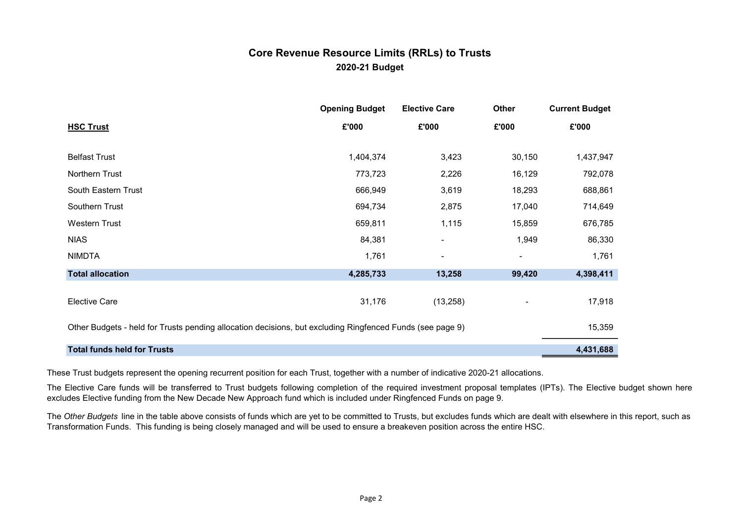# Core Revenue Resource Limits (RRLs) to Trusts

## 2020-21 Budget

| HSC Trust | Opening Budget £'000 | Elective Care £'000 | Other £'000 | Current Budget £'000 |
|---|---|---|---|---|
| Belfast Trust | 1,404,374 | 3,423 | 30,150 | 1,437,947 |
| Northern Trust | 773,723 | 2,226 | 16,129 | 792,078 |
| South Eastern Trust | 666,949 | 3,619 | 18,293 | 688,861 |
| Southern Trust | 694,734 | 2,875 | 17,040 | 714,649 |
| Western Trust | 659,811 | 1,115 | 15,859 | 676,785 |
| NIAS | 84,381 | - | 1,949 | 86,330 |
| NIMDTA | 1,761 | - | - | 1,761 |
| **Total allocation** | **4,285,733** | **13,258** | **99,420** | **4,398,411** |
| Elective Care | 31,176 | (13,258) | - | 17,918 |
| Other Budgets - held for Trusts pending allocation decisions, but excluding Ringfenced Funds (see page 9) | | | | 15,359 |
| **Total funds held for Trusts** | | | | **4,431,688** |

These Trust budgets represent the opening recurrent position for each Trust, together with a number of indicative 2020-21 allocations.

The Elective Care funds will be transferred to Trust budgets following completion of the required investment proposal templates (IPTs). The Elective budget shown here excludes Elective funding from the New Decade New Approach fund which is included under Ringfenced Funds on page 9.

The *Other Budgets* line in the table above consists of funds which are yet to be committed to Trusts, but excludes funds which are dealt with elsewhere in this report, such as Transformation Funds. This funding is being closely managed and will be used to ensure a breakeven position across the entire HSC.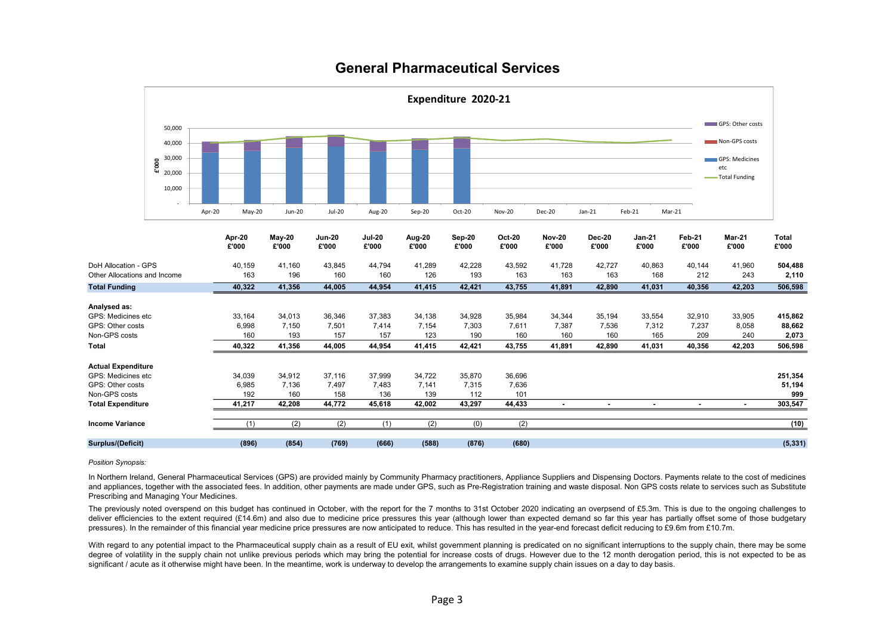# General Pharmaceutical Services

|  | Apr-20 £'000 | May-20 £'000 | Jun-20 £'000 | Jul-20 £'000 | Aug-20 £'000 | Sep-20 £'000 | Oct-20 £'000 | Nov-20 £'000 | Dec-20 £'000 | Jan-21 £'000 | Feb-21 £'000 | Mar-21 £'000 | Total £'000 |
|---|---|---|---|---|---|---|---|---|---|---|---|---|---|
| DoH Allocation - GPS | 40,159 | 41,160 | 43,845 | 44,794 | 41,289 | 42,228 | 43,592 | 41,728 | 42,727 | 40,863 | 40,144 | 41,960 | **504,488** |
| Other Allocations and Income | 163 | 196 | 160 | 160 | 126 | 193 | 163 | 163 | 163 | 168 | 212 | 243 | **2,110** |
| **Total Funding** | **40,322** | **41,356** | **44,005** | **44,954** | **41,415** | **42,421** | **43,755** | **41,891** | **42,890** | **41,031** | **40,356** | **42,203** | **506,598** |
| **Analysed as:** | | | | | | | | | | | | | |
| GPS: Medicines etc | 33,164 | 34,013 | 36,346 | 37,383 | 34,138 | 34,928 | 35,984 | 34,344 | 35,194 | 33,554 | 32,910 | 33,905 | **415,862** |
| GPS: Other costs | 6,998 | 7,150 | 7,501 | 7,414 | 7,154 | 7,303 | 7,611 | 7,387 | 7,536 | 7,312 | 7,237 | 8,058 | **88,662** |
| Non-GPS costs | 160 | 193 | 157 | 157 | 123 | 190 | 160 | 160 | 160 | 165 | 209 | 240 | **2,073** |
| **Total** | **40,322** | **41,356** | **44,005** | **44,954** | **41,415** | **42,421** | **43,755** | **41,891** | **42,890** | **41,031** | **40,356** | **42,203** | **506,598** |
| **Actual Expenditure** | | | | | | | | | | | | | |
| GPS: Medicines etc | 34,039 | 34,912 | 37,116 | 37,999 | 34,722 | 35,870 | 36,696 | | | | | | **251,354** |
| GPS: Other costs | 6,985 | 7,136 | 7,497 | 7,483 | 7,141 | 7,315 | 7,636 | | | | | | **51,194** |
| Non-GPS costs | 192 | 160 | 158 | 136 | 139 | 112 | 101 | | | | | | **999** |
| **Total Expenditure** | **41,217** | **42,208** | **44,772** | **45,618** | **42,002** | **43,297** | **44,433** | **-** | **-** | **-** | **-** | **-** | **303,547** |
| **Income Variance** | (1) | (2) | (2) | (1) | (2) | (0) | (2) | | | | | | **(10)** |
| **Surplus/(Deficit)** | **(896)** | **(854)** | **(769)** | **(666)** | **(588)** | **(876)** | **(680)** | | | | | | **(5,331)** |

*Position Synopsis:*

In Northern Ireland, General Pharmaceutical Services (GPS) are provided mainly by Community Pharmacy practitioners, Appliance Suppliers and Dispensing Doctors. Payments relate to the cost of medicines and appliances, together with the associated fees. In addition, other payments are made under GPS, such as Pre-Registration training and waste disposal. Non GPS costs relate to services such as Substitute Prescribing and Managing Your Medicines.

The previously noted overspend on this budget has continued in October, with the report for the 7 months to 31st October 2020 indicating an overpsend of £5.3m. This is due to the ongoing challenges to deliver efficiencies to the extent required (£14.6m) and also due to medicine price pressures this year (although lower than expected demand so far this year has partially offset some of those budgetary pressures). In the remainder of this financial year medicine price pressures are now anticipated to reduce. This has resulted in the year-end forecast deficit reducing to £9.6m from £10.7m.

With regard to any potential impact to the Pharmaceutical supply chain as a result of EU exit, whilst government planning is predicated on no significant interruptions to the supply chain, there may be some degree of volatility in the supply chain not unlike previous periods which may bring the potential for increase costs of drugs. However due to the 12 month derogation period, this is not expected to be as significant / acute as it otherwise might have been. In the meantime, work is underway to develop the arrangements to examine supply chain issues on a day to day basis.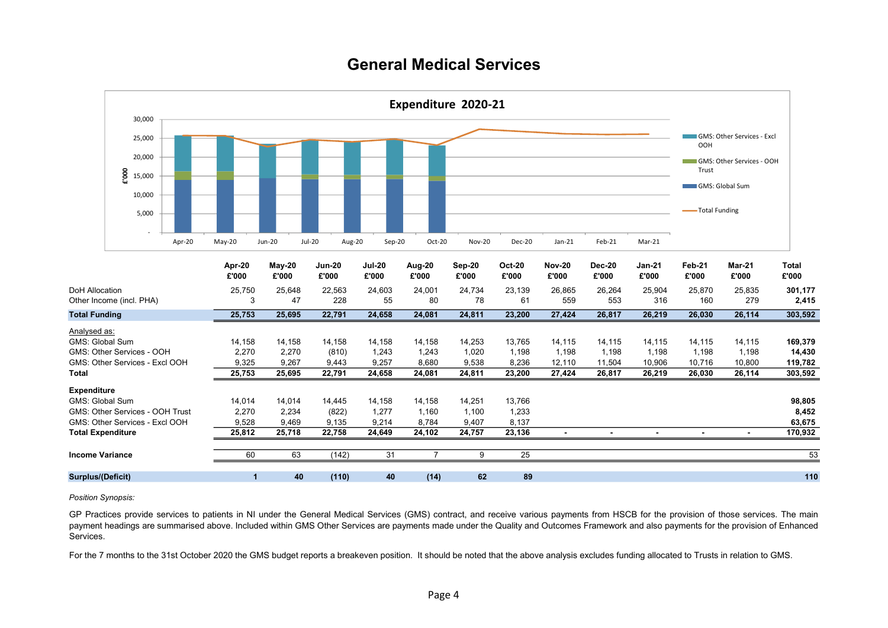# General Medical Services

|  | Apr-20 £'000 | May-20 £'000 | Jun-20 £'000 | Jul-20 £'000 | Aug-20 £'000 | Sep-20 £'000 | Oct-20 £'000 | Nov-20 £'000 | Dec-20 £'000 | Jan-21 £'000 | Feb-21 £'000 | Mar-21 £'000 | Total £'000 |
|---|---|---|---|---|---|---|---|---|---|---|---|---|---|
| DoH Allocation | 25,750 | 25,648 | 22,563 | 24,603 | 24,001 | 24,734 | 23,139 | 26,865 | 26,264 | 25,904 | 25,870 | 25,835 | 301,177 |
| Other Income (incl. PHA) | 3 | 47 | 228 | 55 | 80 | 78 | 61 | 559 | 553 | 316 | 160 | 279 | 2,415 |
| **Total Funding** | **25,753** | **25,695** | **22,791** | **24,658** | **24,081** | **24,811** | **23,200** | **27,424** | **26,817** | **26,219** | **26,030** | **26,114** | **303,592** |
| Analysed as: | | | | | | | | | | | | | |
| GMS: Global Sum | 14,158 | 14,158 | 14,158 | 14,158 | 14,158 | 14,253 | 13,765 | 14,115 | 14,115 | 14,115 | 14,115 | 14,115 | 169,379 |
| GMS: Other Services - OOH | 2,270 | 2,270 | (810) | 1,243 | 1,243 | 1,020 | 1,198 | 1,198 | 1,198 | 1,198 | 1,198 | 1,198 | 14,430 |
| GMS: Other Services - Excl OOH | 9,325 | 9,267 | 9,443 | 9,257 | 8,680 | 9,538 | 8,236 | 12,110 | 11,504 | 10,906 | 10,716 | 10,800 | 119,782 |
| **Total** | **25,753** | **25,695** | **22,791** | **24,658** | **24,081** | **24,811** | **23,200** | **27,424** | **26,817** | **26,219** | **26,030** | **26,114** | **303,592** |
| **Expenditure** | | | | | | | | | | | | | |
| GMS: Global Sum | 14,014 | 14,014 | 14,445 | 14,158 | 14,158 | 14,251 | 13,766 | | | | | | 98,805 |
| GMS: Other Services - OOH Trust | 2,270 | 2,234 | (822) | 1,277 | 1,160 | 1,100 | 1,233 | | | | | | 8,452 |
| GMS: Other Services - Excl OOH | 9,528 | 9,469 | 9,135 | 9,214 | 8,784 | 9,407 | 8,137 | | | | | | 63,675 |
| **Total Expenditure** | **25,812** | **25,718** | **22,758** | **24,649** | **24,102** | **24,757** | **23,136** | **-** | **-** | **-** | **-** | **-** | **170,932** |
| **Income Variance** | 60 | 63 | (142) | 31 | 7 | 9 | 25 | | | | | | 53 |
| **Surplus/(Deficit)** | **1** | **40** | **(110)** | **40** | **(14)** | **62** | **89** | | | | | | **110** |

*Position Synopsis:*

GP Practices provide services to patients in NI under the General Medical Services (GMS) contract, and receive various payments from HSCB for the provision of those services. The main payment headings are summarised above. Included within GMS Other Services are payments made under the Quality and Outcomes Framework and also payments for the provision of Enhanced Services.

For the 7 months to the 31st October 2020 the GMS budget reports a breakeven position. It should be noted that the above analysis excludes funding allocated to Trusts in relation to GMS.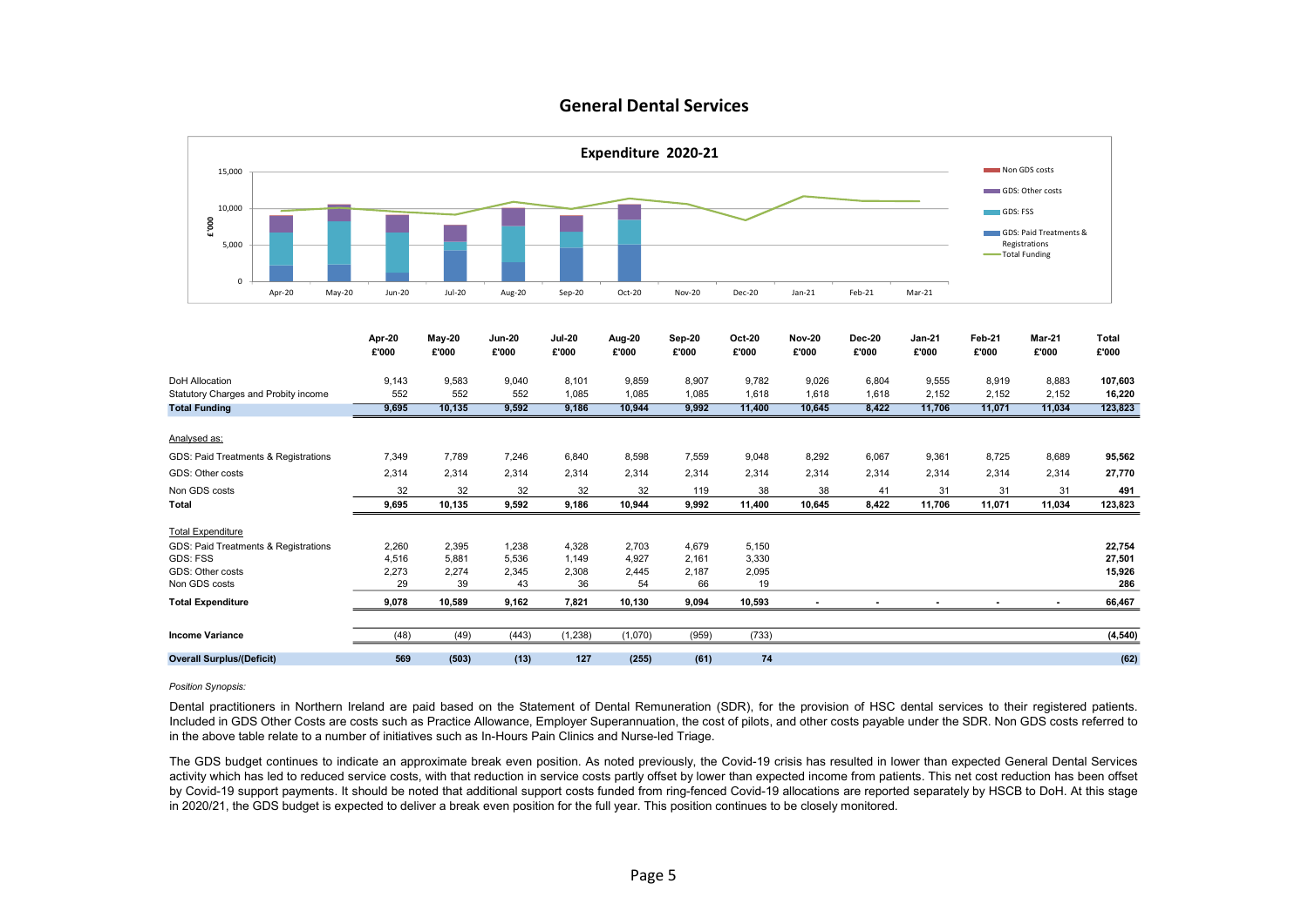# General Dental Services

|  | Apr-20 £'000 | May-20 £'000 | Jun-20 £'000 | Jul-20 £'000 | Aug-20 £'000 | Sep-20 £'000 | Oct-20 £'000 | Nov-20 £'000 | Dec-20 £'000 | Jan-21 £'000 | Feb-21 £'000 | Mar-21 £'000 | Total £'000 |
|---|---|---|---|---|---|---|---|---|---|---|---|---|---|
| DoH Allocation | 9,143 | 9,583 | 9,040 | 8,101 | 9,859 | 8,907 | 9,782 | 9,026 | 6,804 | 9,555 | 8,919 | 8,883 | 107,603 |
| Statutory Charges and Probity income | 552 | 552 | 552 | 1,085 | 1,085 | 1,085 | 1,618 | 1,618 | 1,618 | 2,152 | 2,152 | 2,152 | 16,220 |
| **Total Funding** | **9,695** | **10,135** | **9,592** | **9,186** | **10,944** | **9,992** | **11,400** | **10,645** | **8,422** | **11,706** | **11,071** | **11,034** | **123,823** |
| Analysed as: | | | | | | | | | | | | | |
| GDS: Paid Treatments & Registrations | 7,349 | 7,789 | 7,246 | 6,840 | 8,598 | 7,559 | 9,048 | 8,292 | 6,067 | 9,361 | 8,725 | 8,689 | **95,562** |
| GDS: Other costs | 2,314 | 2,314 | 2,314 | 2,314 | 2,314 | 2,314 | 2,314 | 2,314 | 2,314 | 2,314 | 2,314 | 2,314 | **27,770** |
| Non GDS costs | 32 | 32 | 32 | 32 | 32 | 119 | 38 | 38 | 41 | 31 | 31 | 31 | **491** |
| **Total** | **9,695** | **10,135** | **9,592** | **9,186** | **10,944** | **9,992** | **11,400** | **10,645** | **8,422** | **11,706** | **11,071** | **11,034** | **123,823** |
| Total Expenditure | | | | | | | | | | | | | |
| GDS: Paid Treatments & Registrations | 2,260 | 2,395 | 1,238 | 4,328 | 2,703 | 4,679 | 5,150 | | | | | | **22,754** |
| GDS: FSS | 4,516 | 5,881 | 5,536 | 1,149 | 4,927 | 2,161 | 3,330 | | | | | | **27,501** |
| GDS: Other costs | 2,273 | 2,274 | 2,345 | 2,308 | 2,445 | 2,187 | 2,095 | | | | | | **15,926** |
| Non GDS costs | 29 | 39 | 43 | 36 | 54 | 66 | 19 | | | | | | **286** |
| **Total Expenditure** | **9,078** | **10,589** | **9,162** | **7,821** | **10,130** | **9,094** | **10,593** | **-** | **-** | **-** | **-** | **-** | **66,467** |
| **Income Variance** | (48) | (49) | (443) | (1,238) | (1,070) | (959) | (733) | | | | | | **(4,540)** |
| **Overall Surplus/(Deficit)** | **569** | **(503)** | **(13)** | **127** | **(255)** | **(61)** | **74** | | | | | | **(62)** |

*Position Synopsis:*

Dental practitioners in Northern Ireland are paid based on the Statement of Dental Remuneration (SDR), for the provision of HSC dental services to their registered patients. Included in GDS Other Costs are costs such as Practice Allowance, Employer Superannuation, the cost of pilots, and other costs payable under the SDR. Non GDS costs referred to in the above table relate to a number of initiatives such as In-Hours Pain Clinics and Nurse-led Triage.

The GDS budget continues to indicate an approximate break even position. As noted previously, the Covid-19 crisis has resulted in lower than expected General Dental Services activity which has led to reduced service costs, with that reduction in service costs partly offset by lower than expected income from patients. This net cost reduction has been offset by Covid-19 support payments. It should be noted that additional support costs funded from ring-fenced Covid-19 allocations are reported separately by HSCB to DoH. At this stage in 2020/21, the GDS budget is expected to deliver a break even position for the full year. This position continues to be closely monitored.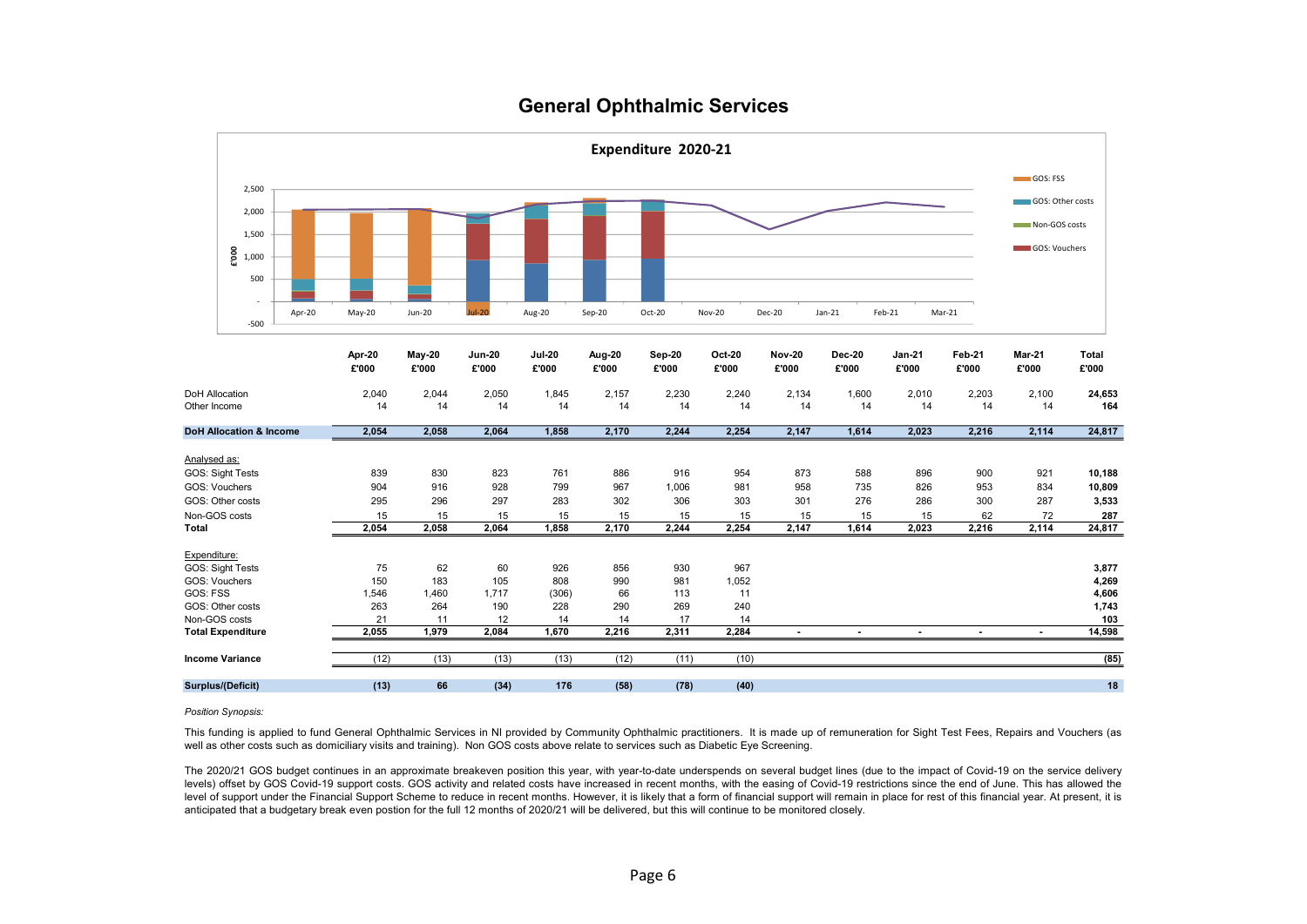# General Ophthalmic Services

**Expenditure 2020-21**

| | Apr-20 £'000 | May-20 £'000 | Jun-20 £'000 | Jul-20 £'000 | Aug-20 £'000 | Sep-20 £'000 | Oct-20 £'000 | Nov-20 £'000 | Dec-20 £'000 | Jan-21 £'000 | Feb-21 £'000 | Mar-21 £'000 | Total £'000 |
|---|---|---|---|---|---|---|---|---|---|---|---|---|---|
| DoH Allocation | 2,040 | 2,044 | 2,050 | 1,845 | 2,157 | 2,230 | 2,240 | 2,134 | 1,600 | 2,010 | 2,203 | 2,100 | **24,653** |
| Other Income | 14 | 14 | 14 | 14 | 14 | 14 | 14 | 14 | 14 | 14 | 14 | 14 | **164** |
| **DoH Allocation & Income** | **2,054** | **2,058** | **2,064** | **1,858** | **2,170** | **2,244** | **2,254** | **2,147** | **1,614** | **2,023** | **2,216** | **2,114** | **24,817** |
| Analysed as: | | | | | | | | | | | | | |
| GOS: Sight Tests | 839 | 830 | 823 | 761 | 886 | 916 | 954 | 873 | 588 | 896 | 900 | 921 | **10,188** |
| GOS: Vouchers | 904 | 916 | 928 | 799 | 967 | 1,006 | 981 | 958 | 735 | 826 | 953 | 834 | **10,809** |
| GOS: Other costs | 295 | 296 | 297 | 283 | 302 | 306 | 303 | 301 | 276 | 286 | 300 | 287 | **3,533** |
| Non-GOS costs | 15 | 15 | 15 | 15 | 15 | 15 | 15 | 15 | 15 | 15 | 62 | 72 | **287** |
| **Total** | **2,054** | **2,058** | **2,064** | **1,858** | **2,170** | **2,244** | **2,254** | **2,147** | **1,614** | **2,023** | **2,216** | **2,114** | **24,817** |
| Expenditure: | | | | | | | | | | | | | |
| GOS: Sight Tests | 75 | 62 | 60 | 926 | 856 | 930 | 967 | | | | | | **3,877** |
| GOS: Vouchers | 150 | 183 | 105 | 808 | 990 | 981 | 1,052 | | | | | | **4,269** |
| GOS: FSS | 1,546 | 1,460 | 1,717 | (306) | 66 | 113 | 11 | | | | | | **4,606** |
| GOS: Other costs | 263 | 264 | 190 | 228 | 290 | 269 | 240 | | | | | | **1,743** |
| Non-GOS costs | 21 | 11 | 12 | 14 | 14 | 17 | 14 | | | | | | **103** |
| **Total Expenditure** | **2,055** | **1,979** | **2,084** | **1,670** | **2,216** | **2,311** | **2,284** | **-** | **-** | **-** | **-** | **-** | **14,598** |
| **Income Variance** | (12) | (13) | (13) | (13) | (12) | (11) | (10) | | | | | | **(85)** |
| **Surplus/(Deficit)** | **(13)** | **66** | **(34)** | **176** | **(58)** | **(78)** | **(40)** | | | | | | **18** |

*Position Synopsis:*

This funding is applied to fund General Ophthalmic Services in NI provided by Community Ophthalmic practitioners. It is made up of remuneration for Sight Test Fees, Repairs and Vouchers (as well as other costs such as domiciliary visits and training). Non GOS costs above relate to services such as Diabetic Eye Screening.

The 2020/21 GOS budget continues in an approximate breakeven position this year, with year-to-date underspends on several budget lines (due to the impact of Covid-19 on the service delivery levels) offset by GOS Covid-19 support costs. GOS activity and related costs have increased in recent months, with the easing of Covid-19 restrictions since the end of June. This has allowed the level of support under the Financial Support Scheme to reduce in recent months. However, it is likely that a form of financial support will remain in place for rest of this financial year. At present, it is anticipated that a budgetary break even postion for the full 12 months of 2020/21 will be delivered, but this will continue to be monitored closely.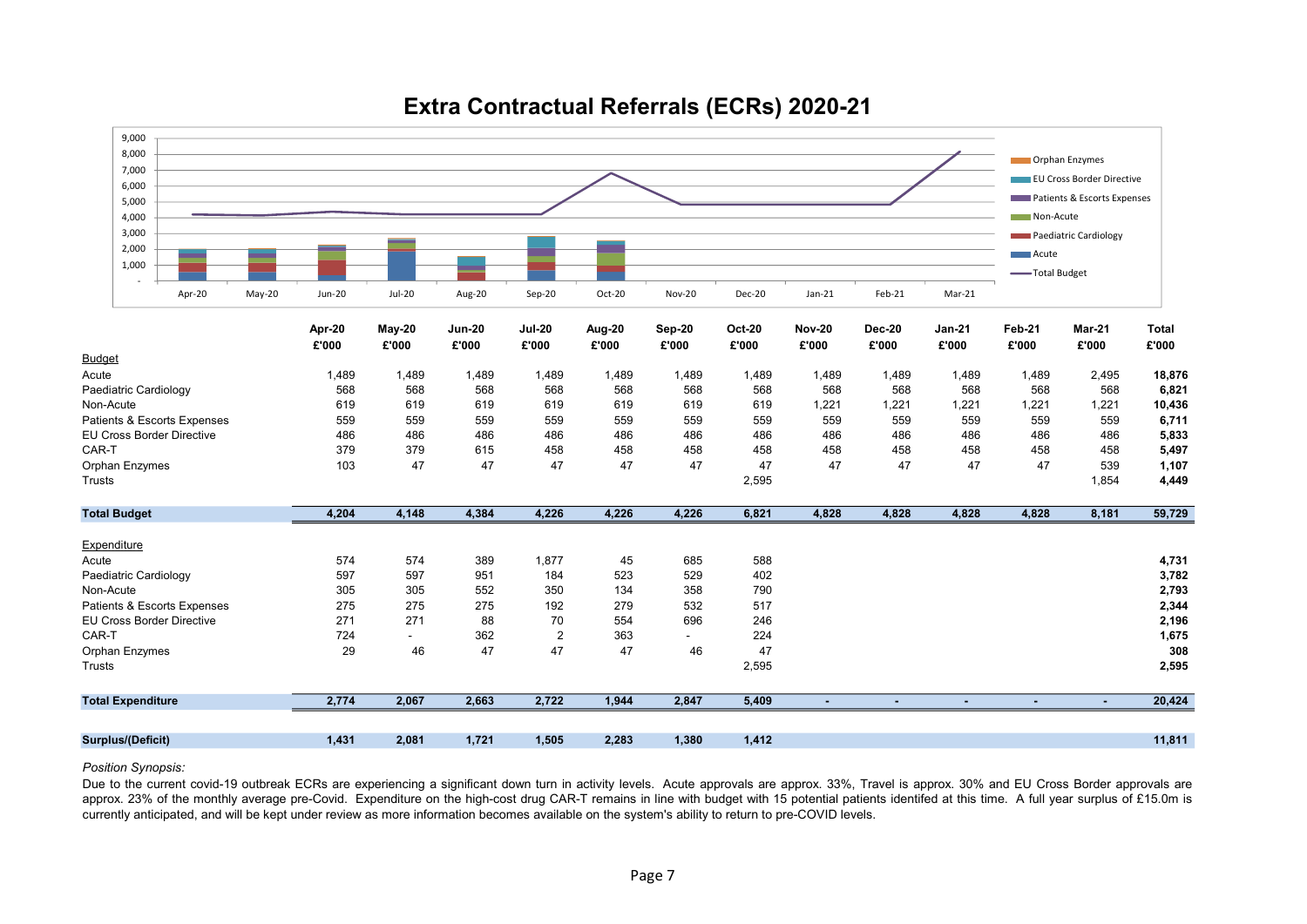# Extra Contractual Referrals (ECRs) 2020-21

| | Apr-20 | May-20 | Jun-20 | Jul-20 | Aug-20 | Sep-20 | Oct-20 | Nov-20 | Dec-20 | Jan-21 | Feb-21 | Mar-21 | Total |
|---|---|---|---|---|---|---|---|---|---|---|---|---|---|
| | £'000 | £'000 | £'000 | £'000 | £'000 | £'000 | £'000 | £'000 | £'000 | £'000 | £'000 | £'000 | £'000 |
| Budget | | | | | | | | | | | | | |
| Acute | 1,489 | 1,489 | 1,489 | 1,489 | 1,489 | 1,489 | 1,489 | 1,489 | 1,489 | 1,489 | 1,489 | 2,495 | **18,876** |
| Paediatric Cardiology | 568 | 568 | 568 | 568 | 568 | 568 | 568 | 568 | 568 | 568 | 568 | 568 | **6,821** |
| Non-Acute | 619 | 619 | 619 | 619 | 619 | 619 | 619 | 1,221 | 1,221 | 1,221 | 1,221 | 1,221 | **10,436** |
| Patients & Escorts Expenses | 559 | 559 | 559 | 559 | 559 | 559 | 559 | 559 | 559 | 559 | 559 | 559 | **6,711** |
| EU Cross Border Directive | 486 | 486 | 486 | 486 | 486 | 486 | 486 | 486 | 486 | 486 | 486 | 486 | **5,833** |
| CAR-T | 379 | 379 | 615 | 458 | 458 | 458 | 458 | 458 | 458 | 458 | 458 | 458 | **5,497** |
| Orphan Enzymes | 103 | 47 | 47 | 47 | 47 | 47 | 47 | 47 | 47 | 47 | 47 | 539 | **1,107** |
| Trusts | | | | | | | 2,595 | | | | | 1,854 | **4,449** |
| **Total Budget** | **4,204** | **4,148** | **4,384** | **4,226** | **4,226** | **4,226** | **6,821** | **4,828** | **4,828** | **4,828** | **4,828** | **8,181** | **59,729** |
| Expenditure | | | | | | | | | | | | | |
| Acute | 574 | 574 | 389 | 1,877 | 45 | 685 | 588 | | | | | | **4,731** |
| Paediatric Cardiology | 597 | 597 | 951 | 184 | 523 | 529 | 402 | | | | | | **3,782** |
| Non-Acute | 305 | 305 | 552 | 350 | 134 | 358 | 790 | | | | | | **2,793** |
| Patients & Escorts Expenses | 275 | 275 | 275 | 192 | 279 | 532 | 517 | | | | | | **2,344** |
| EU Cross Border Directive | 271 | 271 | 88 | 70 | 554 | 696 | 246 | | | | | | **2,196** |
| CAR-T | 724 | - | 362 | 2 | 363 | - | 224 | | | | | | **1,675** |
| Orphan Enzymes | 29 | 46 | 47 | 47 | 47 | 46 | 47 | | | | | | **308** |
| Trusts | | | | | | | 2,595 | | | | | | **2,595** |
| **Total Expenditure** | **2,774** | **2,067** | **2,663** | **2,722** | **1,944** | **2,847** | **5,409** | **-** | **-** | **-** | **-** | **-** | **20,424** |
| **Surplus/(Deficit)** | **1,431** | **2,081** | **1,721** | **1,505** | **2,283** | **1,380** | **1,412** | | | | | | **11,811** |

*Position Synopsis:*

Due to the current covid-19 outbreak ECRs are experiencing a significant down turn in activity levels. Acute approvals are approx. 33%, Travel is approx. 30% and EU Cross Border approvals are approx. 23% of the monthly average pre-Covid. Expenditure on the high-cost drug CAR-T remains in line with budget with 15 potential patients identifed at this time. A full year surplus of £15.0m is currently anticipated, and will be kept under review as more information becomes available on the system's ability to return to pre-COVID levels.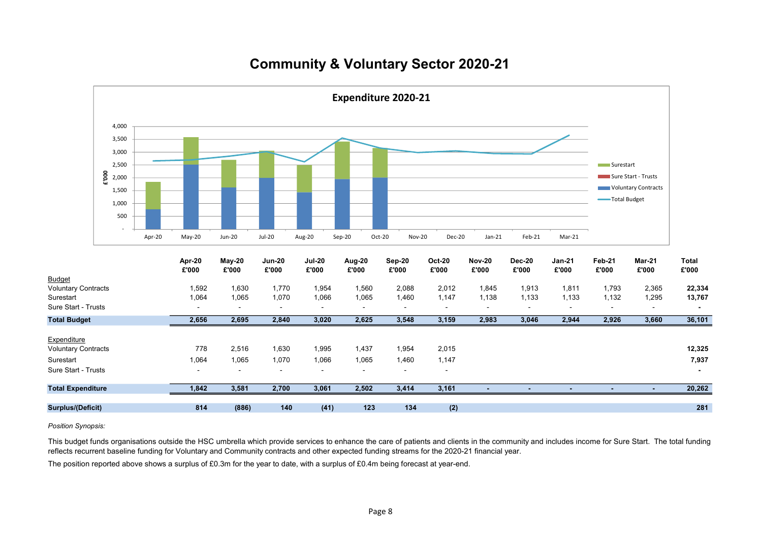# Community & Voluntary Sector 2020-21

**Expenditure 2020-21**

| | Apr-20 £'000 | May-20 £'000 | Jun-20 £'000 | Jul-20 £'000 | Aug-20 £'000 | Sep-20 £'000 | Oct-20 £'000 | Nov-20 £'000 | Dec-20 £'000 | Jan-21 £'000 | Feb-21 £'000 | Mar-21 £'000 | Total £'000 |
|---|---|---|---|---|---|---|---|---|---|---|---|---|---|
| Budget | | | | | | | | | | | | | |
| Voluntary Contracts | 1,592 | 1,630 | 1,770 | 1,954 | 1,560 | 2,088 | 2,012 | 1,845 | 1,913 | 1,811 | 1,793 | 2,365 | **22,334** |
| Surestart | 1,064 | 1,065 | 1,070 | 1,066 | 1,065 | 1,460 | 1,147 | 1,138 | 1,133 | 1,133 | 1,132 | 1,295 | **13,767** |
| Sure Start - Trusts | - | - | - | - | - | - | - | - | - | - | - | - | **-** |
| **Total Budget** | **2,656** | **2,695** | **2,840** | **3,020** | **2,625** | **3,548** | **3,159** | **2,983** | **3,046** | **2,944** | **2,926** | **3,660** | **36,101** |
| Expenditure | | | | | | | | | | | | | |
| Voluntary Contracts | 778 | 2,516 | 1,630 | 1,995 | 1,437 | 1,954 | 2,015 | | | | | | **12,325** |
| Surestart | 1,064 | 1,065 | 1,070 | 1,066 | 1,065 | 1,460 | 1,147 | | | | | | **7,937** |
| Sure Start - Trusts | - | - | - | - | - | - | - | | | | | | **-** |
| **Total Expenditure** | **1,842** | **3,581** | **2,700** | **3,061** | **2,502** | **3,414** | **3,161** | **-** | **-** | **-** | **-** | **-** | **20,262** |
| **Surplus/(Deficit)** | **814** | **(886)** | **140** | **(41)** | **123** | **134** | **(2)** | | | | | | **281** |

*Position Synopsis:*

This budget funds organisations outside the HSC umbrella which provide services to enhance the care of patients and clients in the community and includes income for Sure Start. The total funding reflects recurrent baseline funding for Voluntary and Community contracts and other expected funding streams for the 2020-21 financial year.

The position reported above shows a surplus of £0.3m for the year to date, with a surplus of £0.4m being forecast at year-end.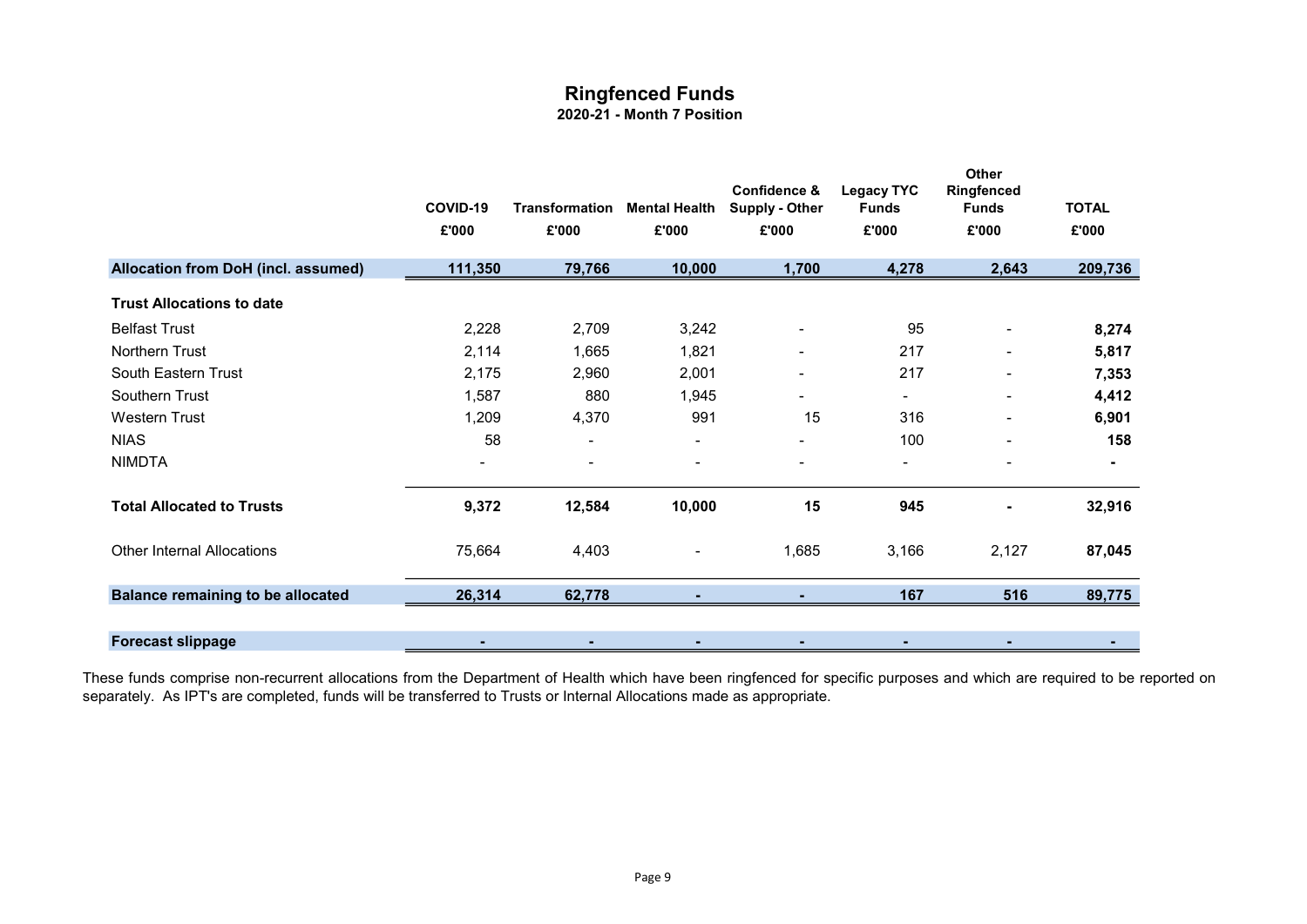# Ringfenced Funds

**2020-21 - Month 7 Position**

| | COVID-19 | Transformation | Mental Health | Confidence & Supply - Other | Legacy TYC Funds | Other Ringfenced Funds | TOTAL |
|---|---|---|---|---|---|---|---|
| | £'000 | £'000 | £'000 | £'000 | £'000 | £'000 | £'000 |
| **Allocation from DoH (incl. assumed)** | **111,350** | **79,766** | **10,000** | **1,700** | **4,278** | **2,643** | **209,736** |
| **Trust Allocations to date** | | | | | | | |
| Belfast Trust | 2,228 | 2,709 | 3,242 | - | 95 | - | **8,274** |
| Northern Trust | 2,114 | 1,665 | 1,821 | - | 217 | - | **5,817** |
| South Eastern Trust | 2,175 | 2,960 | 2,001 | - | 217 | - | **7,353** |
| Southern Trust | 1,587 | 880 | 1,945 | - | - | - | **4,412** |
| Western Trust | 1,209 | 4,370 | 991 | 15 | 316 | - | **6,901** |
| NIAS | 58 | - | - | - | 100 | - | **158** |
| NIMDTA | - | - | - | - | - | - | **-** |
| **Total Allocated to Trusts** | **9,372** | **12,584** | **10,000** | **15** | **945** | **-** | **32,916** |
| Other Internal Allocations | 75,664 | 4,403 | - | 1,685 | 3,166 | 2,127 | **87,045** |
| **Balance remaining to be allocated** | **26,314** | **62,778** | **-** | **-** | **167** | **516** | **89,775** |
| **Forecast slippage** | **-** | **-** | **-** | **-** | **-** | **-** | **-** |

These funds comprise non-recurrent allocations from the Department of Health which have been ringfenced for specific purposes and which are required to be reported on separately. As IPT's are completed, funds will be transferred to Trusts or Internal Allocations made as appropriate.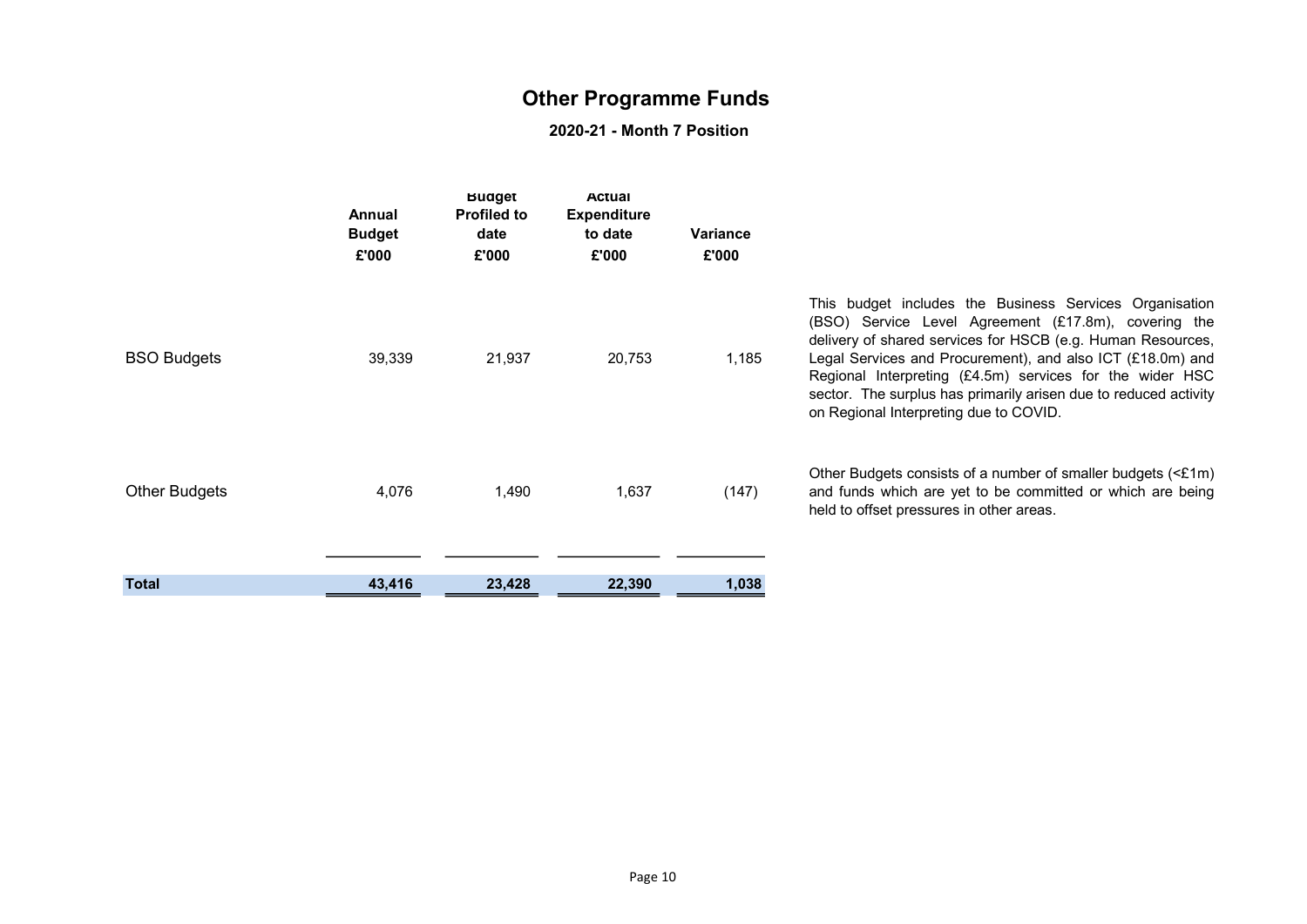# Other Programme Funds

## 2020-21 - Month 7 Position

| | Annual Budget £'000 | Budget Profiled to date £'000 | Actual Expenditure to date £'000 | Variance £'000 | |
|---|---|---|---|---|---|
| BSO Budgets | 39,339 | 21,937 | 20,753 | 1,185 | This budget includes the Business Services Organisation (BSO) Service Level Agreement (£17.8m), covering the delivery of shared services for HSCB (e.g. Human Resources, Legal Services and Procurement), and also ICT (£18.0m) and Regional Interpreting (£4.5m) services for the wider HSC sector. The surplus has primarily arisen due to reduced activity on Regional Interpreting due to COVID. |
| Other Budgets | 4,076 | 1,490 | 1,637 | (147) | Other Budgets consists of a number of smaller budgets (<£1m) and funds which are yet to be committed or which are being held to offset pressures in other areas. |
| **Total** | **43,416** | **23,428** | **22,390** | **1,038** | |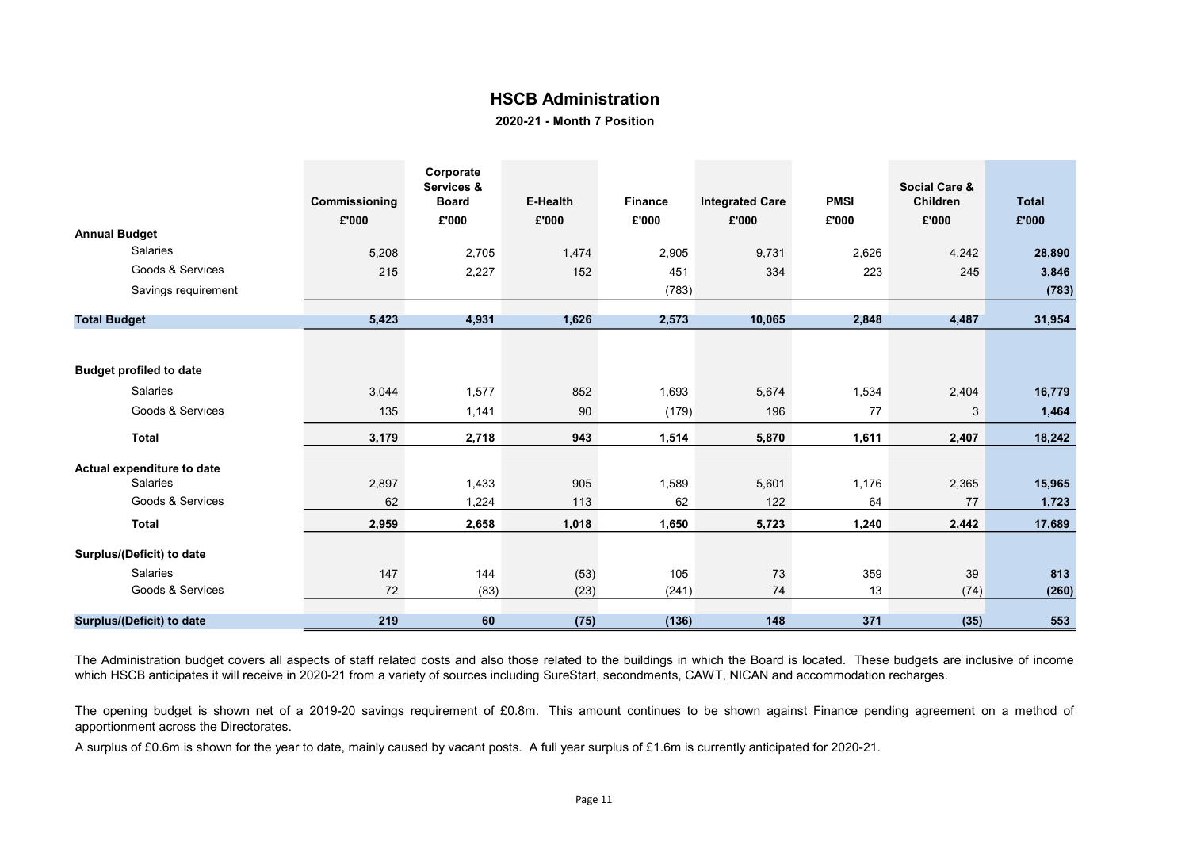# HSCB Administration

**2020-21 - Month 7 Position**

| | Commissioning £'000 | Corporate Services & Board £'000 | E-Health £'000 | Finance £'000 | Integrated Care £'000 | PMSI £'000 | Social Care & Children £'000 | Total £'000 |
|---|---|---|---|---|---|---|---|---|
| **Annual Budget** | | | | | | | | |
| Salaries | 5,208 | 2,705 | 1,474 | 2,905 | 9,731 | 2,626 | 4,242 | **28,890** |
| Goods & Services | 215 | 2,227 | 152 | 451 | 334 | 223 | 245 | **3,846** |
| Savings requirement | | | | (783) | | | | **(783)** |
| **Total Budget** | **5,423** | **4,931** | **1,626** | **2,573** | **10,065** | **2,848** | **4,487** | **31,954** |
| **Budget profiled to date** | | | | | | | | |
| Salaries | 3,044 | 1,577 | 852 | 1,693 | 5,674 | 1,534 | 2,404 | **16,779** |
| Goods & Services | 135 | 1,141 | 90 | (179) | 196 | 77 | 3 | **1,464** |
| **Total** | **3,179** | **2,718** | **943** | **1,514** | **5,870** | **1,611** | **2,407** | **18,242** |
| **Actual expenditure to date** | | | | | | | | |
| Salaries | 2,897 | 1,433 | 905 | 1,589 | 5,601 | 1,176 | 2,365 | **15,965** |
| Goods & Services | 62 | 1,224 | 113 | 62 | 122 | 64 | 77 | **1,723** |
| **Total** | **2,959** | **2,658** | **1,018** | **1,650** | **5,723** | **1,240** | **2,442** | **17,689** |
| **Surplus/(Deficit) to date** | | | | | | | | |
| Salaries | 147 | 144 | (53) | 105 | 73 | 359 | 39 | **813** |
| Goods & Services | 72 | (83) | (23) | (241) | 74 | 13 | (74) | **(260)** |
| **Surplus/(Deficit) to date** | **219** | **60** | **(75)** | **(136)** | **148** | **371** | **(35)** | **553** |

The Administration budget covers all aspects of staff related costs and also those related to the buildings in which the Board is located. These budgets are inclusive of income which HSCB anticipates it will receive in 2020-21 from a variety of sources including SureStart, secondments, CAWT, NICAN and accommodation recharges.

The opening budget is shown net of a 2019-20 savings requirement of £0.8m. This amount continues to be shown against Finance pending agreement on a method of apportionment across the Directorates.

A surplus of £0.6m is shown for the year to date, mainly caused by vacant posts. A full year surplus of £1.6m is currently anticipated for 2020-21.